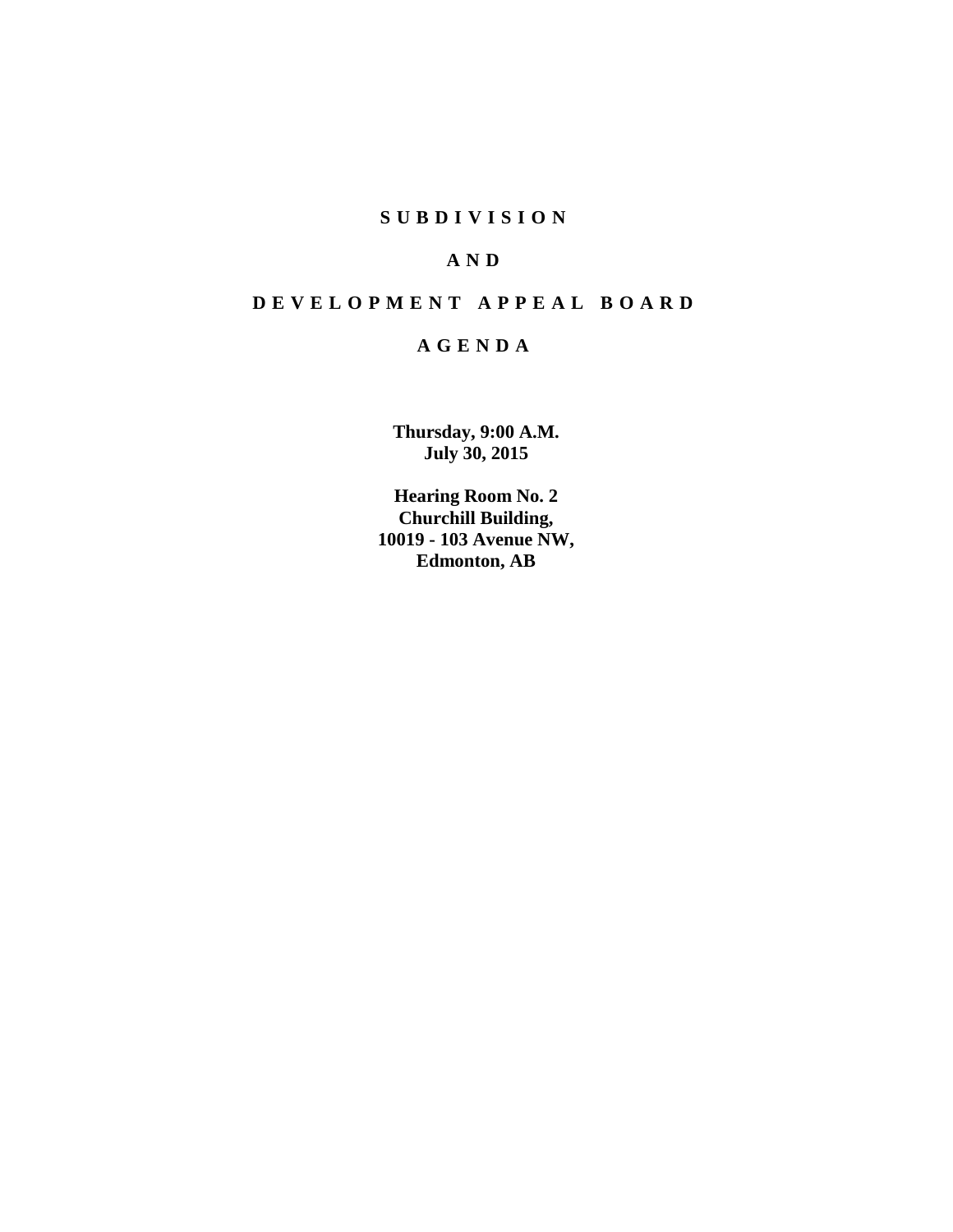# S U B D I V I S I O N

# A N D

# D E V E L O P M E N T   A P P E A L   B O A R D

# A G E N D A

**Thursday, 9:00 A.M.**
**July 30, 2015**

**Hearing Room No. 2**
**Churchill Building,**
**10019 - 103 Avenue NW,**
**Edmonton, AB**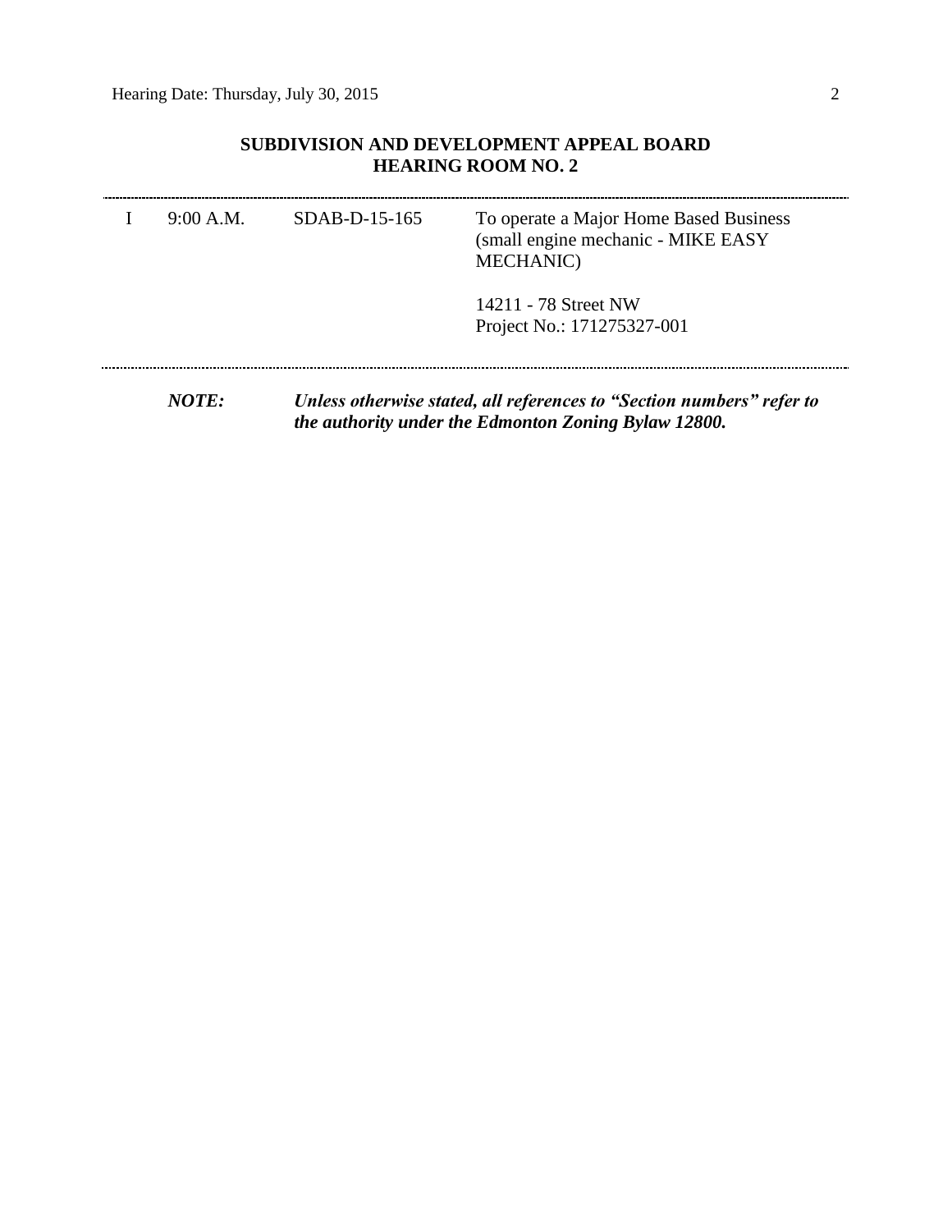## SUBDIVISION AND DEVELOPMENT APPEAL BOARD
## HEARING ROOM NO. 2

---

| | | | |
|---|---|---|---|
| I | 9:00 A.M. | SDAB-D-15-165 | To operate a Major Home Based Business (small engine mechanic - MIKE EASY MECHANIC)<br><br>14211 - 78 Street NW<br>Project No.: 171275327-001 |

---

***NOTE:*** ***Unless otherwise stated, all references to "Section numbers" refer to the authority under the Edmonton Zoning Bylaw 12800.***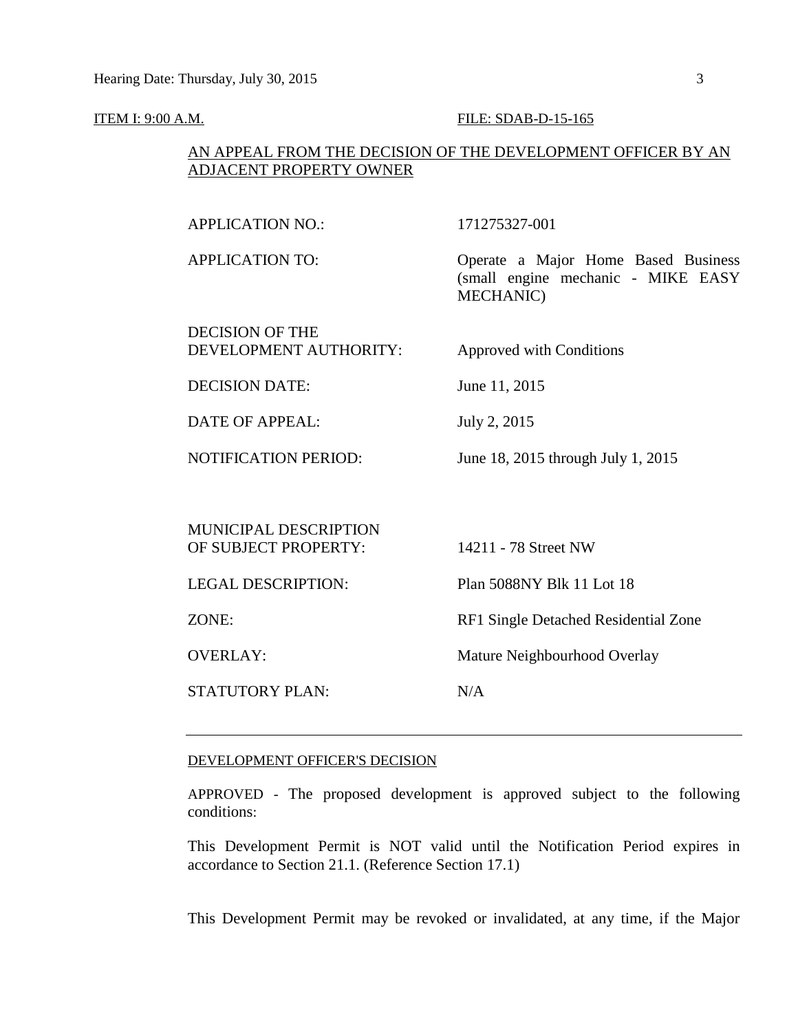ITEM I: 9:00 A.M. FILE: SDAB-D-15-165

AN APPEAL FROM THE DECISION OF THE DEVELOPMENT OFFICER BY AN ADJACENT PROPERTY OWNER

| | |
|---|---|
| APPLICATION NO.: | 171275327-001 |
| APPLICATION TO: | Operate a Major Home Based Business (small engine mechanic - MIKE EASY MECHANIC) |
| DECISION OF THE DEVELOPMENT AUTHORITY: | Approved with Conditions |
| DECISION DATE: | June 11, 2015 |
| DATE OF APPEAL: | July 2, 2015 |
| NOTIFICATION PERIOD: | June 18, 2015 through July 1, 2015 |
| MUNICIPAL DESCRIPTION OF SUBJECT PROPERTY: | 14211 - 78 Street NW |
| LEGAL DESCRIPTION: | Plan 5088NY Blk 11 Lot 18 |
| ZONE: | RF1 Single Detached Residential Zone |
| OVERLAY: | Mature Neighbourhood Overlay |
| STATUTORY PLAN: | N/A |

---

DEVELOPMENT OFFICER'S DECISION

APPROVED - The proposed development is approved subject to the following conditions:

This Development Permit is NOT valid until the Notification Period expires in accordance to Section 21.1. (Reference Section 17.1)

This Development Permit may be revoked or invalidated, at any time, if the Major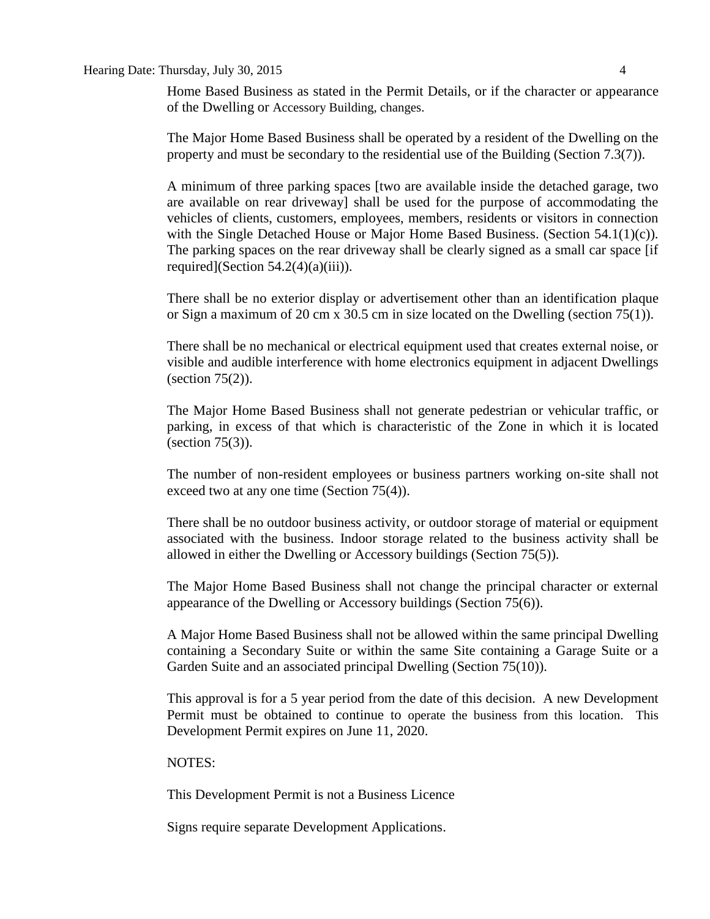Home Based Business as stated in the Permit Details, or if the character or appearance of the Dwelling or Accessory Building, changes.

The Major Home Based Business shall be operated by a resident of the Dwelling on the property and must be secondary to the residential use of the Building (Section 7.3(7)).

A minimum of three parking spaces [two are available inside the detached garage, two are available on rear driveway] shall be used for the purpose of accommodating the vehicles of clients, customers, employees, members, residents or visitors in connection with the Single Detached House or Major Home Based Business. (Section 54.1(1)(c)). The parking spaces on the rear driveway shall be clearly signed as a small car space [if required](Section 54.2(4)(a)(iii)).

There shall be no exterior display or advertisement other than an identification plaque or Sign a maximum of 20 cm x 30.5 cm in size located on the Dwelling (section 75(1)).

There shall be no mechanical or electrical equipment used that creates external noise, or visible and audible interference with home electronics equipment in adjacent Dwellings (section 75(2)).

The Major Home Based Business shall not generate pedestrian or vehicular traffic, or parking, in excess of that which is characteristic of the Zone in which it is located (section 75(3)).

The number of non-resident employees or business partners working on-site shall not exceed two at any one time (Section 75(4)).

There shall be no outdoor business activity, or outdoor storage of material or equipment associated with the business. Indoor storage related to the business activity shall be allowed in either the Dwelling or Accessory buildings (Section 75(5)).

The Major Home Based Business shall not change the principal character or external appearance of the Dwelling or Accessory buildings (Section 75(6)).

A Major Home Based Business shall not be allowed within the same principal Dwelling containing a Secondary Suite or within the same Site containing a Garage Suite or a Garden Suite and an associated principal Dwelling (Section 75(10)).

This approval is for a 5 year period from the date of this decision. A new Development Permit must be obtained to continue to operate the business from this location. This Development Permit expires on June 11, 2020.

NOTES:

This Development Permit is not a Business Licence

Signs require separate Development Applications.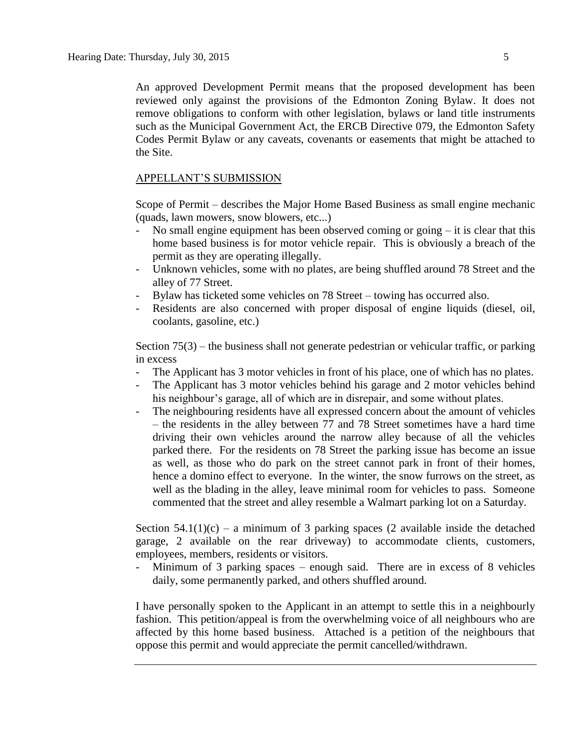An approved Development Permit means that the proposed development has been reviewed only against the provisions of the Edmonton Zoning Bylaw. It does not remove obligations to conform with other legislation, bylaws or land title instruments such as the Municipal Government Act, the ERCB Directive 079, the Edmonton Safety Codes Permit Bylaw or any caveats, covenants or easements that might be attached to the Site.

## APPELLANT'S SUBMISSION

Scope of Permit – describes the Major Home Based Business as small engine mechanic (quads, lawn mowers, snow blowers, etc...)

- No small engine equipment has been observed coming or going – it is clear that this home based business is for motor vehicle repair. This is obviously a breach of the permit as they are operating illegally.
- Unknown vehicles, some with no plates, are being shuffled around 78 Street and the alley of 77 Street.
- Bylaw has ticketed some vehicles on 78 Street – towing has occurred also.
- Residents are also concerned with proper disposal of engine liquids (diesel, oil, coolants, gasoline, etc.)

Section 75(3) – the business shall not generate pedestrian or vehicular traffic, or parking in excess

- The Applicant has 3 motor vehicles in front of his place, one of which has no plates.
- The Applicant has 3 motor vehicles behind his garage and 2 motor vehicles behind his neighbour's garage, all of which are in disrepair, and some without plates.
- The neighbouring residents have all expressed concern about the amount of vehicles – the residents in the alley between 77 and 78 Street sometimes have a hard time driving their own vehicles around the narrow alley because of all the vehicles parked there. For the residents on 78 Street the parking issue has become an issue as well, as those who do park on the street cannot park in front of their homes, hence a domino effect to everyone. In the winter, the snow furrows on the street, as well as the blading in the alley, leave minimal room for vehicles to pass. Someone commented that the street and alley resemble a Walmart parking lot on a Saturday.

Section 54.1(1)(c) – a minimum of 3 parking spaces (2 available inside the detached garage, 2 available on the rear driveway) to accommodate clients, customers, employees, members, residents or visitors.

- Minimum of 3 parking spaces – enough said. There are in excess of 8 vehicles daily, some permanently parked, and others shuffled around.

I have personally spoken to the Applicant in an attempt to settle this in a neighbourly fashion. This petition/appeal is from the overwhelming voice of all neighbours who are affected by this home based business. Attached is a petition of the neighbours that oppose this permit and would appreciate the permit cancelled/withdrawn.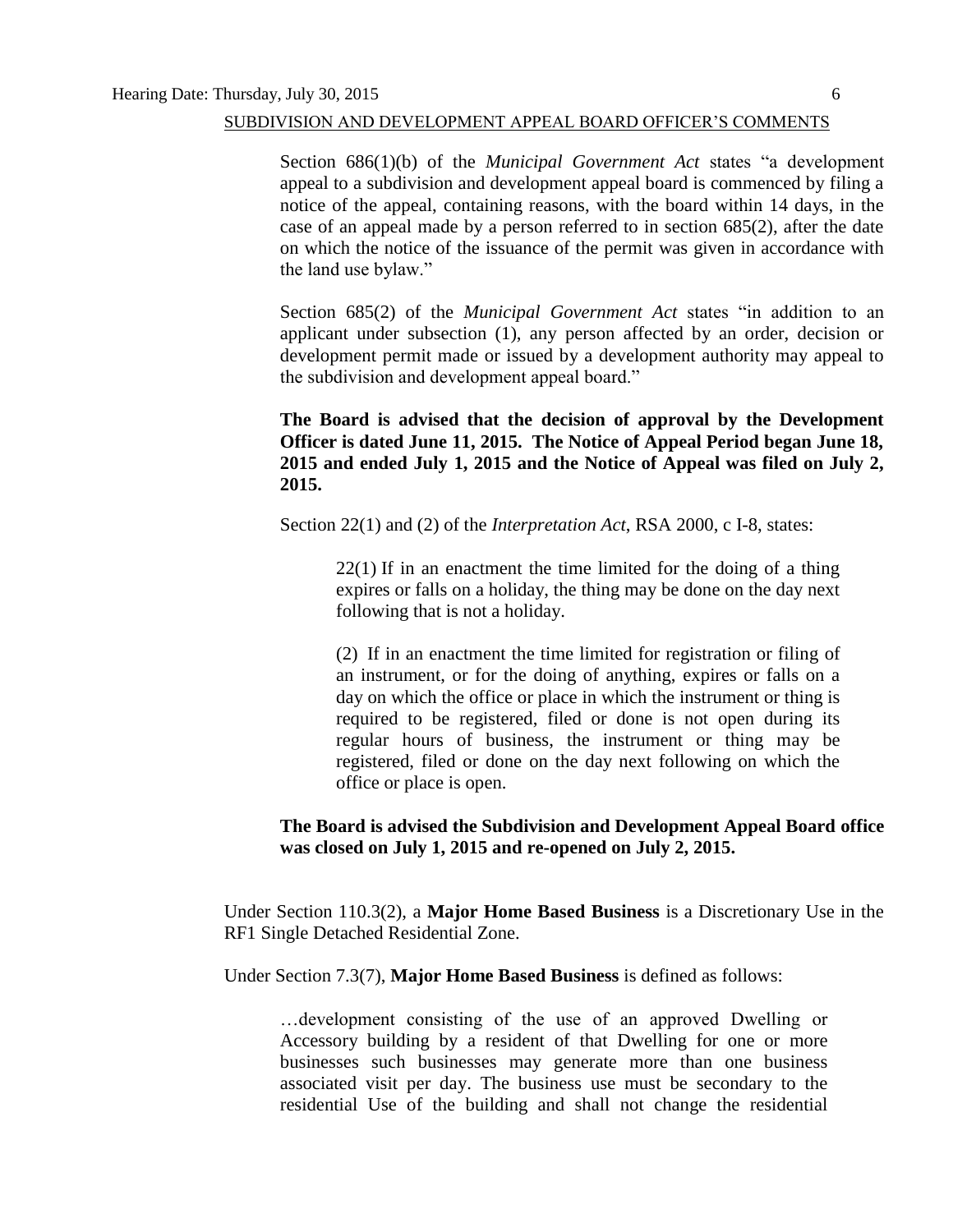SUBDIVISION AND DEVELOPMENT APPEAL BOARD OFFICER'S COMMENTS

Section 686(1)(b) of the *Municipal Government Act* states "a development appeal to a subdivision and development appeal board is commenced by filing a notice of the appeal, containing reasons, with the board within 14 days, in the case of an appeal made by a person referred to in section 685(2), after the date on which the notice of the issuance of the permit was given in accordance with the land use bylaw."

Section 685(2) of the *Municipal Government Act* states "in addition to an applicant under subsection (1), any person affected by an order, decision or development permit made or issued by a development authority may appeal to the subdivision and development appeal board."

**The Board is advised that the decision of approval by the Development Officer is dated June 11, 2015. The Notice of Appeal Period began June 18, 2015 and ended July 1, 2015 and the Notice of Appeal was filed on July 2, 2015.**

Section 22(1) and (2) of the *Interpretation Act*, RSA 2000, c I-8, states:

> 22(1) If in an enactment the time limited for the doing of a thing expires or falls on a holiday, the thing may be done on the day next following that is not a holiday.
>
> (2) If in an enactment the time limited for registration or filing of an instrument, or for the doing of anything, expires or falls on a day on which the office or place in which the instrument or thing is required to be registered, filed or done is not open during its regular hours of business, the instrument or thing may be registered, filed or done on the day next following on which the office or place is open.

**The Board is advised the Subdivision and Development Appeal Board office was closed on July 1, 2015 and re-opened on July 2, 2015.**

Under Section 110.3(2), a **Major Home Based Business** is a Discretionary Use in the RF1 Single Detached Residential Zone.

Under Section 7.3(7), **Major Home Based Business** is defined as follows:

> …development consisting of the use of an approved Dwelling or Accessory building by a resident of that Dwelling for one or more businesses such businesses may generate more than one business associated visit per day. The business use must be secondary to the residential Use of the building and shall not change the residential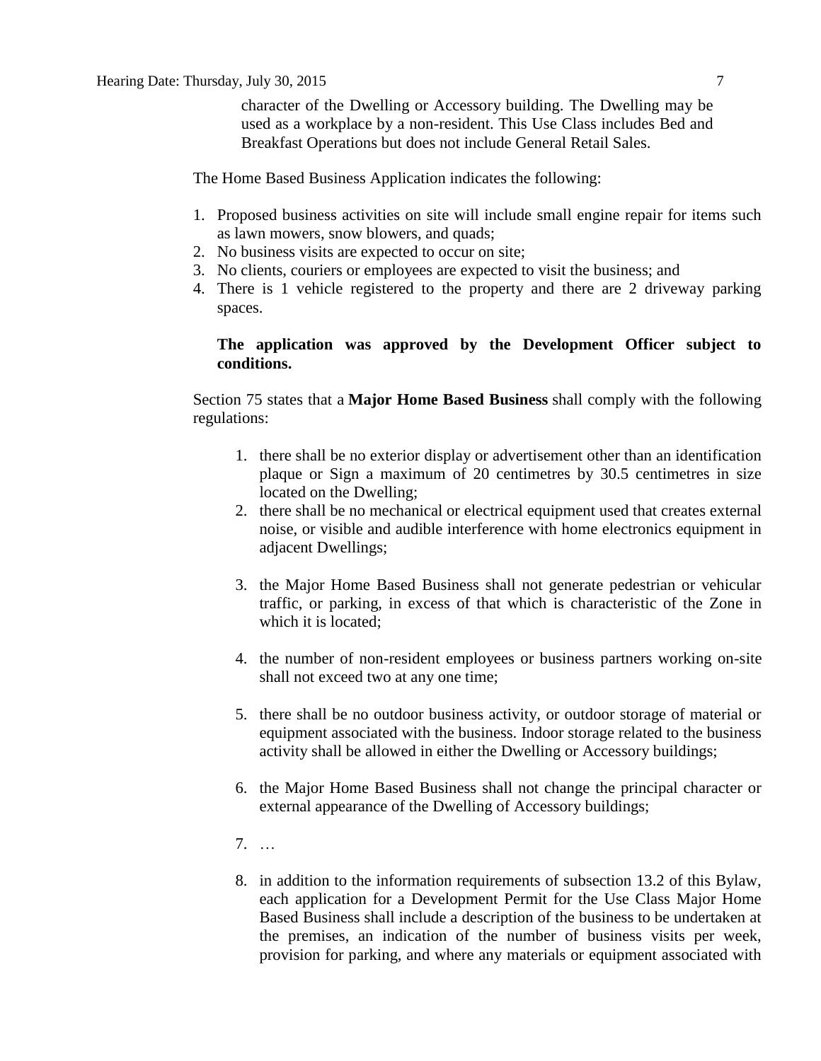character of the Dwelling or Accessory building. The Dwelling may be used as a workplace by a non-resident. This Use Class includes Bed and Breakfast Operations but does not include General Retail Sales.

The Home Based Business Application indicates the following:

1. Proposed business activities on site will include small engine repair for items such as lawn mowers, snow blowers, and quads;
2. No business visits are expected to occur on site;
3. No clients, couriers or employees are expected to visit the business; and
4. There is 1 vehicle registered to the property and there are 2 driveway parking spaces.

**The application was approved by the Development Officer subject to conditions.**

Section 75 states that a **Major Home Based Business** shall comply with the following regulations:

1. there shall be no exterior display or advertisement other than an identification plaque or Sign a maximum of 20 centimetres by 30.5 centimetres in size located on the Dwelling;
2. there shall be no mechanical or electrical equipment used that creates external noise, or visible and audible interference with home electronics equipment in adjacent Dwellings;
3. the Major Home Based Business shall not generate pedestrian or vehicular traffic, or parking, in excess of that which is characteristic of the Zone in which it is located;
4. the number of non-resident employees or business partners working on-site shall not exceed two at any one time;
5. there shall be no outdoor business activity, or outdoor storage of material or equipment associated with the business. Indoor storage related to the business activity shall be allowed in either the Dwelling or Accessory buildings;
6. the Major Home Based Business shall not change the principal character or external appearance of the Dwelling of Accessory buildings;
7. …
8. in addition to the information requirements of subsection 13.2 of this Bylaw, each application for a Development Permit for the Use Class Major Home Based Business shall include a description of the business to be undertaken at the premises, an indication of the number of business visits per week, provision for parking, and where any materials or equipment associated with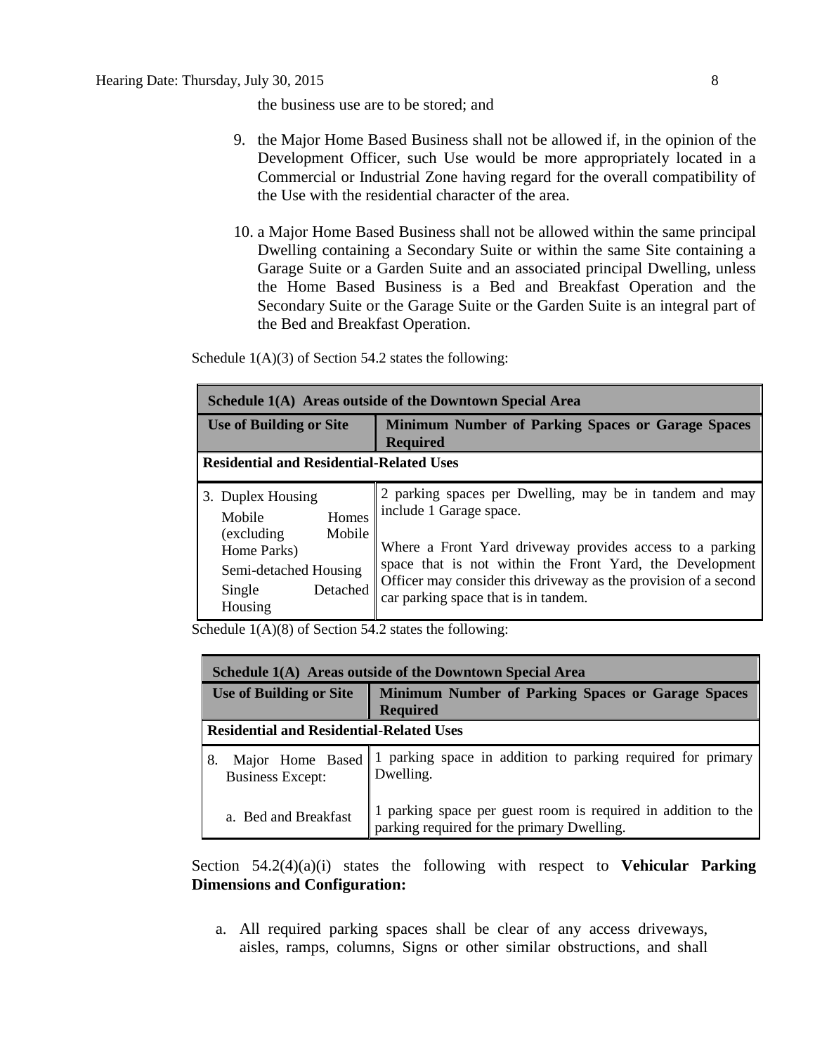the business use are to be stored; and

9. the Major Home Based Business shall not be allowed if, in the opinion of the Development Officer, such Use would be more appropriately located in a Commercial or Industrial Zone having regard for the overall compatibility of the Use with the residential character of the area.

10. a Major Home Based Business shall not be allowed within the same principal Dwelling containing a Secondary Suite or within the same Site containing a Garage Suite or a Garden Suite and an associated principal Dwelling, unless the Home Based Business is a Bed and Breakfast Operation and the Secondary Suite or the Garage Suite or the Garden Suite is an integral part of the Bed and Breakfast Operation.

Schedule 1(A)(3) of Section 54.2 states the following:

| **Schedule 1(A) Areas outside of the Downtown Special Area** | |
|---|---|
| **Use of Building or Site** | **Minimum Number of Parking Spaces or Garage Spaces Required** |
| **Residential and Residential-Related Uses** | |
| 3. Duplex Housing<br>Mobile Homes (excluding Mobile Home Parks)<br>Semi-detached Housing<br>Single Detached Housing | 2 parking spaces per Dwelling, may be in tandem and may include 1 Garage space.<br><br>Where a Front Yard driveway provides access to a parking space that is not within the Front Yard, the Development Officer may consider this driveway as the provision of a second car parking space that is in tandem. |

Schedule 1(A)(8) of Section 54.2 states the following:

| **Schedule 1(A) Areas outside of the Downtown Special Area** | |
|---|---|
| **Use of Building or Site** | **Minimum Number of Parking Spaces or Garage Spaces Required** |
| **Residential and Residential-Related Uses** | |
| 8. Major Home Based Business Except: | 1 parking space in addition to parking required for primary Dwelling. |
| a. Bed and Breakfast | 1 parking space per guest room is required in addition to the parking required for the primary Dwelling. |

Section 54.2(4)(a)(i) states the following with respect to **Vehicular Parking Dimensions and Configuration:**

a. All required parking spaces shall be clear of any access driveways, aisles, ramps, columns, Signs or other similar obstructions, and shall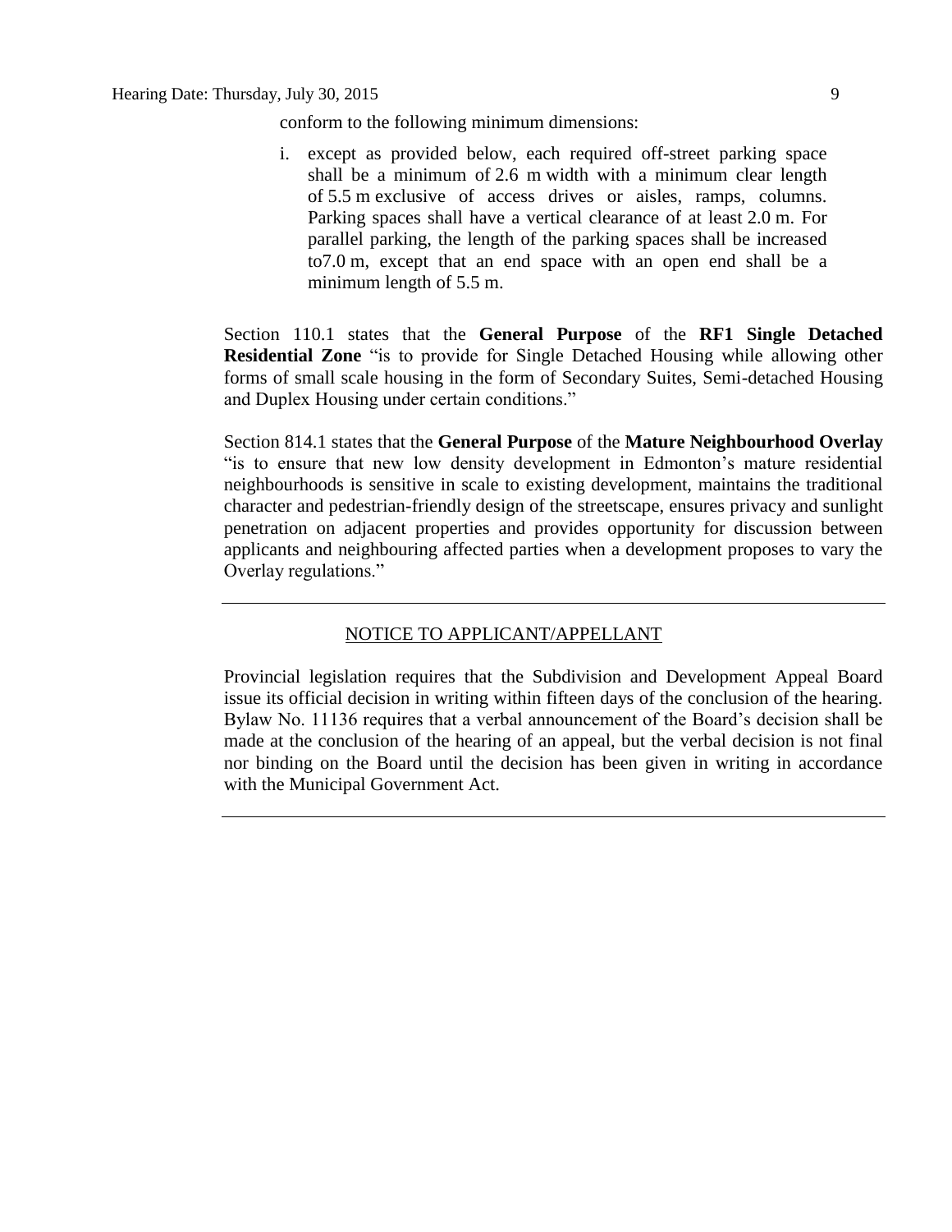conform to the following minimum dimensions:

i. except as provided below, each required off-street parking space shall be a minimum of 2.6 m width with a minimum clear length of 5.5 m exclusive of access drives or aisles, ramps, columns. Parking spaces shall have a vertical clearance of at least 2.0 m. For parallel parking, the length of the parking spaces shall be increased to7.0 m, except that an end space with an open end shall be a minimum length of 5.5 m.

Section 110.1 states that the **General Purpose** of the **RF1 Single Detached Residential Zone** "is to provide for Single Detached Housing while allowing other forms of small scale housing in the form of Secondary Suites, Semi-detached Housing and Duplex Housing under certain conditions."

Section 814.1 states that the **General Purpose** of the **Mature Neighbourhood Overlay** "is to ensure that new low density development in Edmonton's mature residential neighbourhoods is sensitive in scale to existing development, maintains the traditional character and pedestrian-friendly design of the streetscape, ensures privacy and sunlight penetration on adjacent properties and provides opportunity for discussion between applicants and neighbouring affected parties when a development proposes to vary the Overlay regulations."

---

NOTICE TO APPLICANT/APPELLANT

Provincial legislation requires that the Subdivision and Development Appeal Board issue its official decision in writing within fifteen days of the conclusion of the hearing. Bylaw No. 11136 requires that a verbal announcement of the Board's decision shall be made at the conclusion of the hearing of an appeal, but the verbal decision is not final nor binding on the Board until the decision has been given in writing in accordance with the Municipal Government Act.

---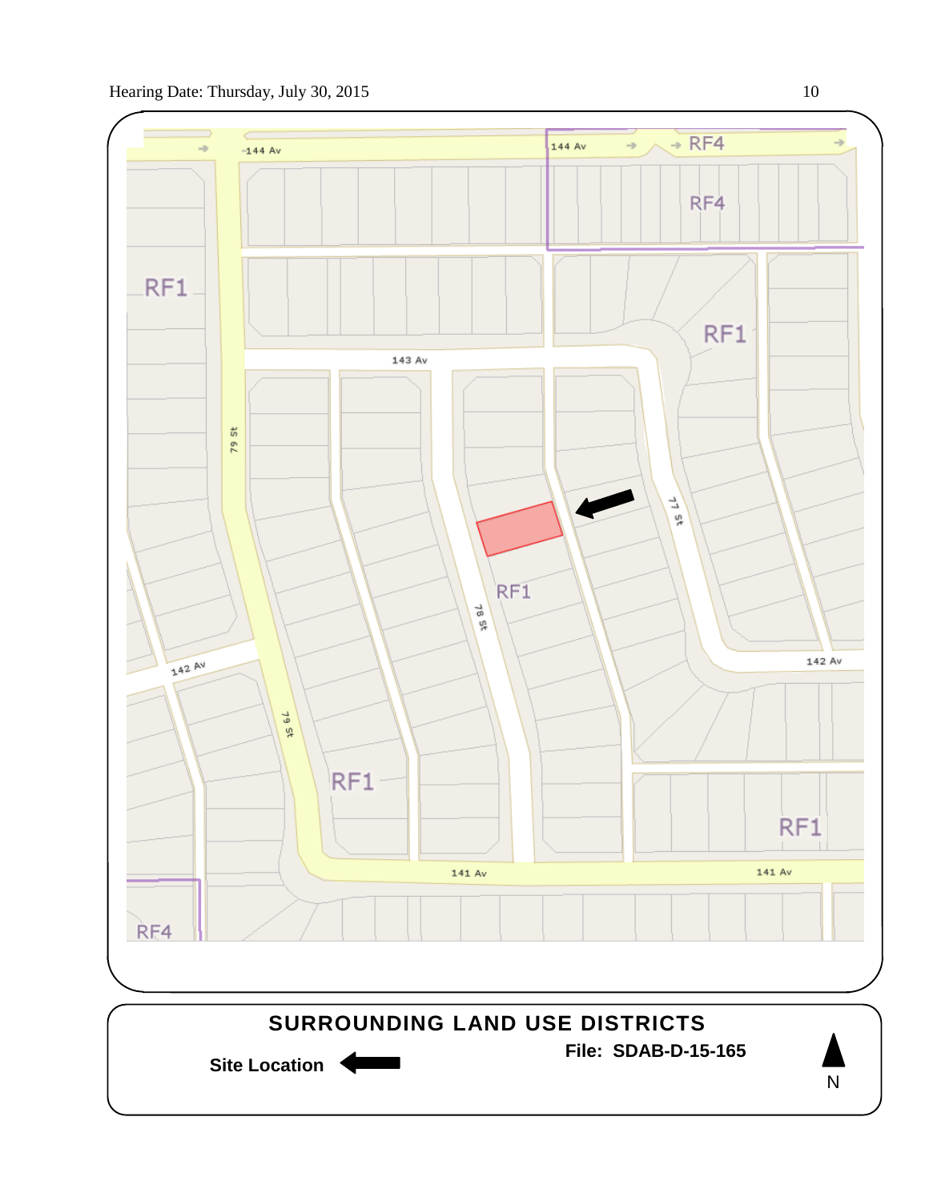## SURROUNDING LAND USE DISTRICTS

**Site Location**

**File: SDAB-D-15-165**

N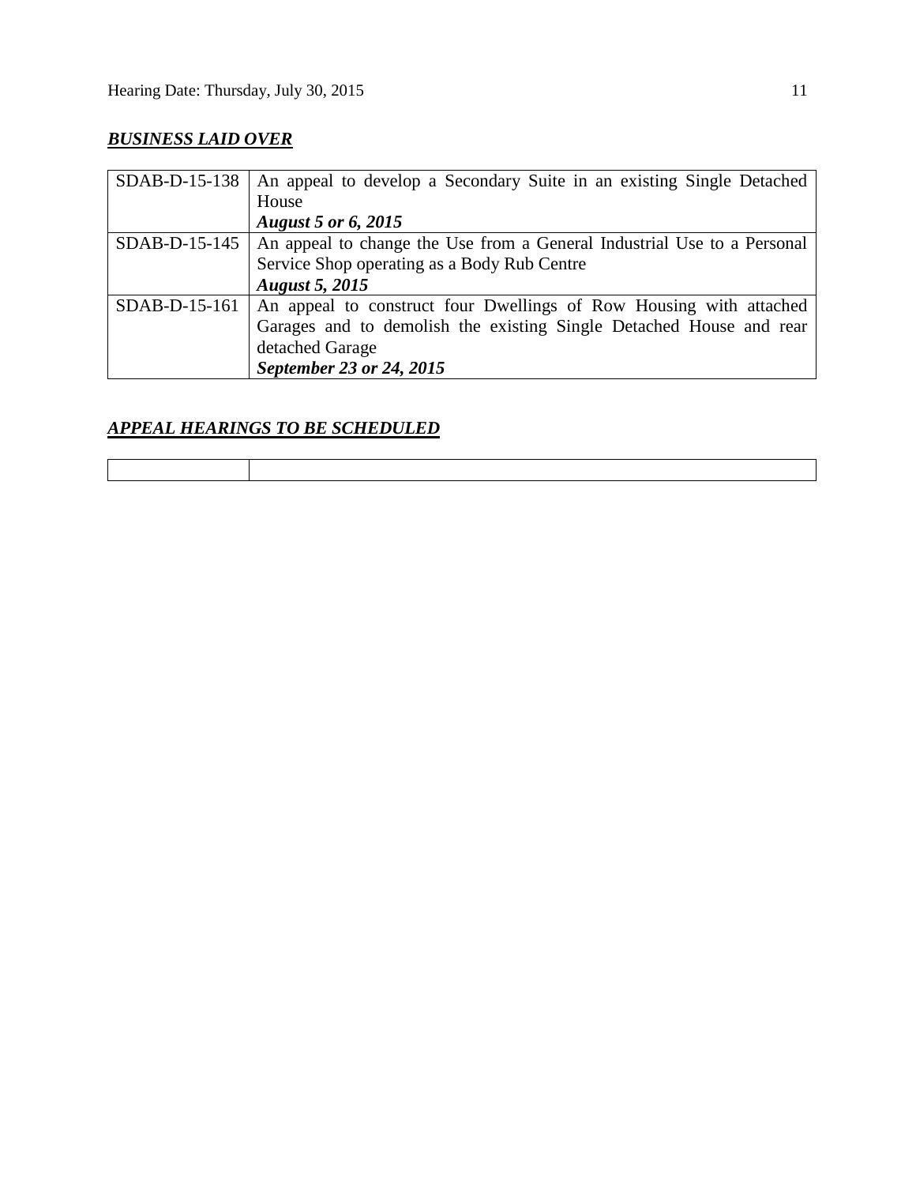## ***BUSINESS LAID OVER***

| | |
|---|---|
| SDAB-D-15-138 | An appeal to develop a Secondary Suite in an existing Single Detached House<br>***August 5 or 6, 2015*** |
| SDAB-D-15-145 | An appeal to change the Use from a General Industrial Use to a Personal Service Shop operating as a Body Rub Centre<br>***August 5, 2015*** |
| SDAB-D-15-161 | An appeal to construct four Dwellings of Row Housing with attached Garages and to demolish the existing Single Detached House and rear detached Garage<br>***September 23 or 24, 2015*** |

## ***APPEAL HEARINGS TO BE SCHEDULED***

| | |
|---|---|
| | |